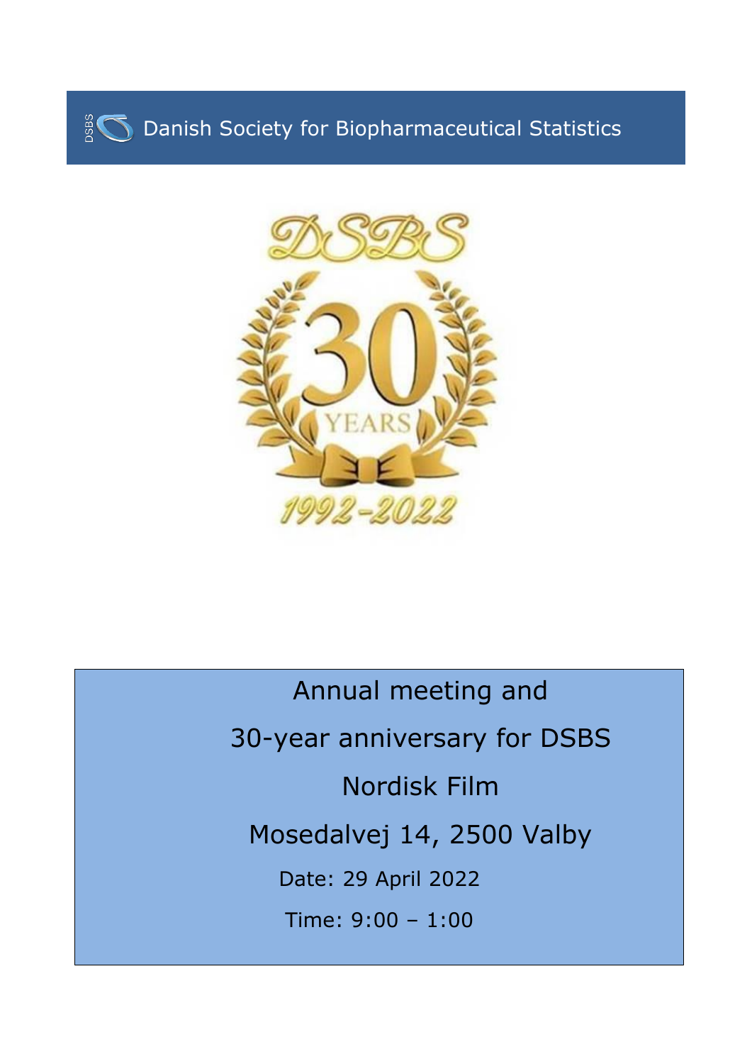Danish Society for Biopharmaceutical Statistics

DSBS

30 YEARS

1992-2022

Annual meeting and

30-year anniversary for DSBS

Nordisk Film

Mosedalvej 14, 2500 Valby

Date: 29 April 2022

Time: 9:00 – 1:00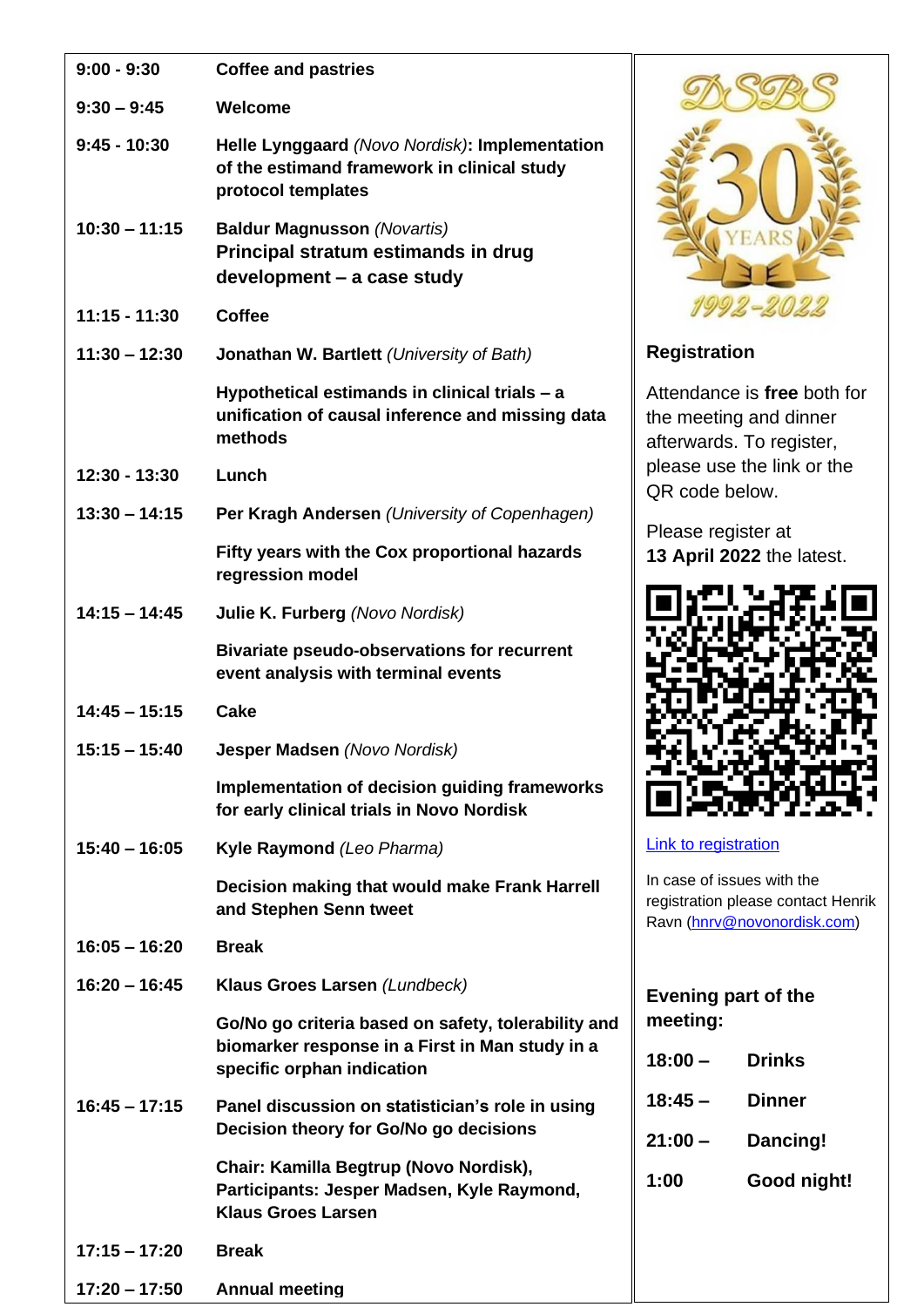| | |
|---|---|
| 9:00 - 9:30 | **Coffee and pastries** |
| 9:30 – 9:45 | **Welcome** |
| 9:45 - 10:30 | **Helle Lynggaard** *(Novo Nordisk)*: **Implementation of the estimand framework in clinical study protocol templates** |
| 10:30 – 11:15 | **Baldur Magnusson** *(Novartis)*<br>**Principal stratum estimands in drug development – a case study** |
| 11:15 - 11:30 | **Coffee** |
| 11:30 – 12:30 | **Jonathan W. Bartlett** *(University of Bath)*<br>**Hypothetical estimands in clinical trials – a unification of causal inference and missing data methods** |
| 12:30 - 13:30 | **Lunch** |
| 13:30 – 14:15 | **Per Kragh Andersen** *(University of Copenhagen)*<br>**Fifty years with the Cox proportional hazards regression model** |
| 14:15 – 14:45 | **Julie K. Furberg** *(Novo Nordisk)*<br>**Bivariate pseudo-observations for recurrent event analysis with terminal events** |
| 14:45 – 15:15 | **Cake** |
| 15:15 – 15:40 | **Jesper Madsen** *(Novo Nordisk)*<br>**Implementation of decision guiding frameworks for early clinical trials in Novo Nordisk** |
| 15:40 – 16:05 | **Kyle Raymond** *(Leo Pharma)*<br>**Decision making that would make Frank Harrell and Stephen Senn tweet** |
| 16:05 – 16:20 | **Break** |
| 16:20 – 16:45 | **Klaus Groes Larsen** *(Lundbeck)*<br>**Go/No go criteria based on safety, tolerability and biomarker response in a First in Man study in a specific orphan indication** |
| 16:45 – 17:15 | **Panel discussion on statistician's role in using Decision theory for Go/No go decisions**<br>**Chair: Kamilla Begtrup (Novo Nordisk), Participants: Jesper Madsen, Kyle Raymond, Klaus Groes Larsen** |
| 17:15 – 17:20 | **Break** |
| 17:20 – 17:50 | **Annual meeting** |

DSBS 30 YEARS 1992-2022

### Registration

Attendance is **free** both for the meeting and dinner afterwards. To register, please use the link or the QR code below.

Please register at
**13 April 2022** the latest.

Link to registration

In case of issues with the registration please contact Henrik Ravn (hnrv@novonordisk.com)

### Evening part of the meeting:

| | |
|---|---|
| **18:00 –** | **Drinks** |
| **18:45 –** | **Dinner** |
| **21:00 –** | **Dancing!** |
| **1:00** | **Good night!** |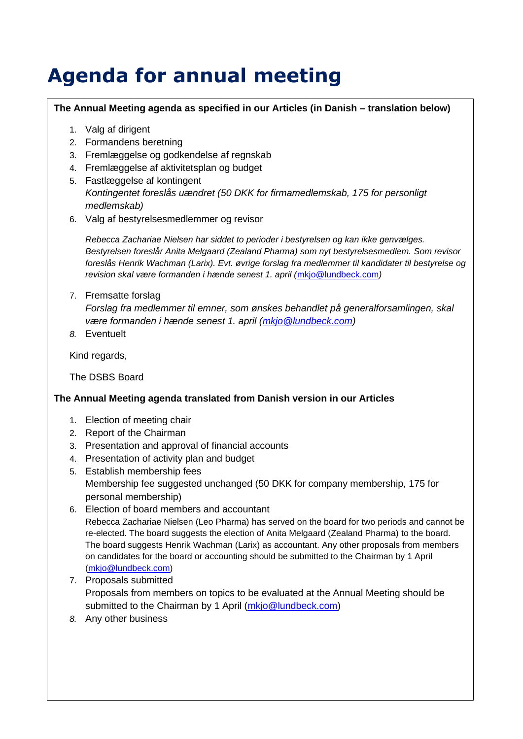# Agenda for annual meeting

**The Annual Meeting agenda as specified in our Articles (in Danish – translation below)**

1. Valg af dirigent
2. Formandens beretning
3. Fremlæggelse og godkendelse af regnskab
4. Fremlæggelse af aktivitetsplan og budget
5. Fastlæggelse af kontingent
   *Kontingentet foreslås uændret (50 DKK for firmamedlemskab, 175 for personligt medlemskab)*
6. Valg af bestyrelsesmedlemmer og revisor

   *Rebecca Zachariae Nielsen har siddet to perioder i bestyrelsen og kan ikke genvælges. Bestyrelsen foreslår Anita Melgaard (Zealand Pharma) som nyt bestyrelsesmedlem. Som revisor foreslås Henrik Wachman (Larix). Evt. øvrige forslag fra medlemmer til kandidater til bestyrelse og revision skal være formanden i hænde senest 1. april (mkjo@lundbeck.com)*

7. Fremsatte forslag
   *Forslag fra medlemmer til emner, som ønskes behandlet på generalforsamlingen, skal være formanden i hænde senest 1. april (mkjo@lundbeck.com)*
8. Eventuelt

Kind regards,

The DSBS Board

**The Annual Meeting agenda translated from Danish version in our Articles**

1. Election of meeting chair
2. Report of the Chairman
3. Presentation and approval of financial accounts
4. Presentation of activity plan and budget
5. Establish membership fees
   Membership fee suggested unchanged (50 DKK for company membership, 175 for personal membership)
6. Election of board members and accountant
   Rebecca Zachariae Nielsen (Leo Pharma) has served on the board for two periods and cannot be re-elected. The board suggests the election of Anita Melgaard (Zealand Pharma) to the board. The board suggests Henrik Wachman (Larix) as accountant. Any other proposals from members on candidates for the board or accounting should be submitted to the Chairman by 1 April (mkjo@lundbeck.com)
7. Proposals submitted
   Proposals from members on topics to be evaluated at the Annual Meeting should be submitted to the Chairman by 1 April (mkjo@lundbeck.com)
8. Any other business